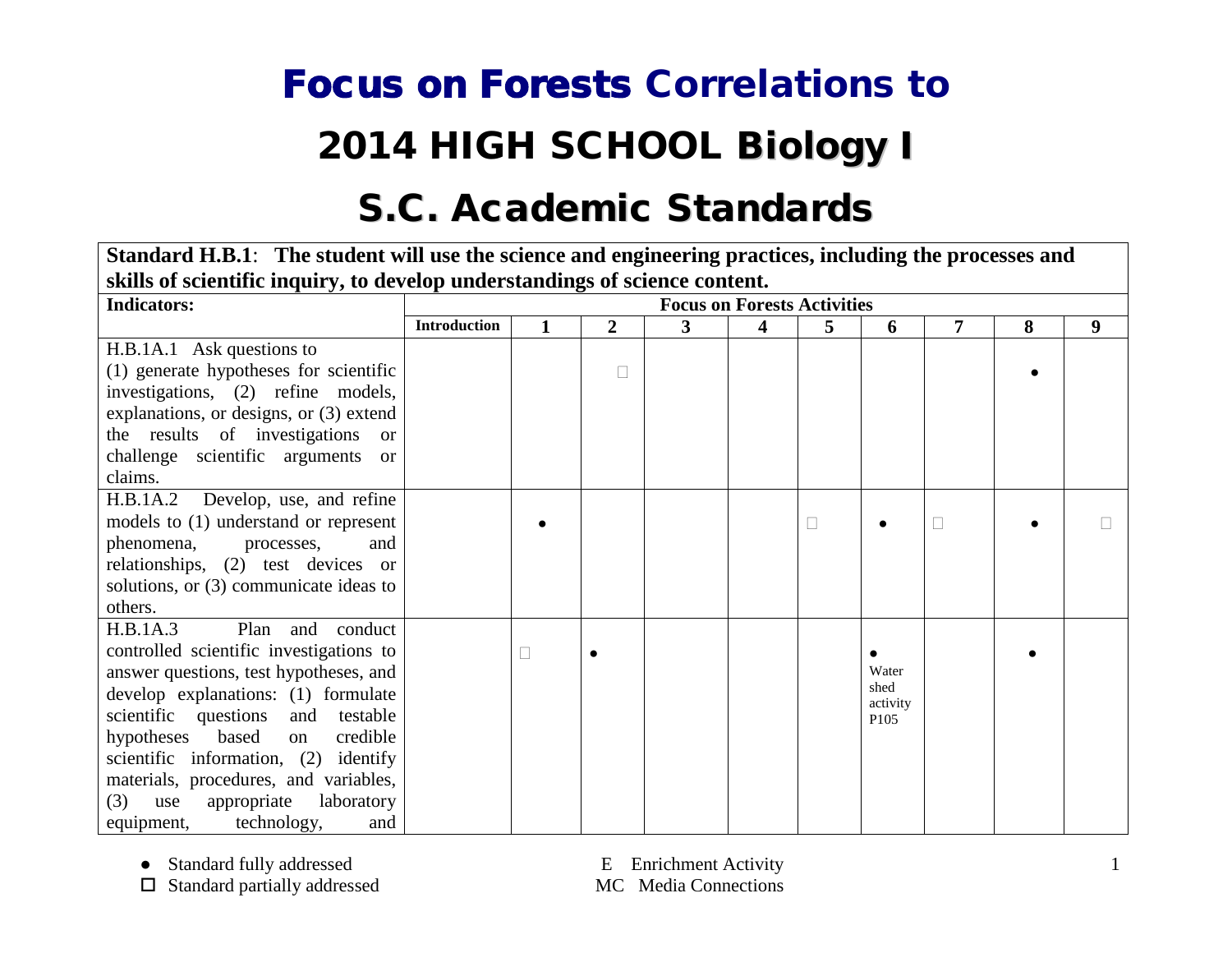# Focus on Forests Correlations to

# 2014 HIGH SCHOOL Biology I

# S.C. Academic Standards

**Standard H.B.1**: **The student will use the science and engineering practices, including the processes and skills of scientific inquiry, to develop understandings of science content.**

| Indicators: | Focus on Forests Activities | | | | | | | | | |
|---|---|---|---|---|---|---|---|---|---|---|
| | **Introduction** | **1** | **2** | **3** | **4** | **5** | **6** | **7** | **8** | **9** |
| H.B.1A.1 Ask questions to (1) generate hypotheses for scientific investigations, (2) refine models, explanations, or designs, or (3) extend the results of investigations or challenge scientific arguments or claims. | | | □ | | | | | | ● | |
| H.B.1A.2 Develop, use, and refine models to (1) understand or represent phenomena, processes, and relationships, (2) test devices or solutions, or (3) communicate ideas to others. | | ● | | | | □ | ● | □ | ● | □ |
| H.B.1A.3 Plan and conduct controlled scientific investigations to answer questions, test hypotheses, and develop explanations: (1) formulate scientific questions and testable hypotheses based on credible scientific information, (2) identify materials, procedures, and variables, (3) use appropriate laboratory equipment, technology, and | | □ | ● | | | | ● Water shed activity P105 | | ● | |

- ● Standard fully addressed
- □ Standard partially addressed

E Enrichment Activity
MC Media Connections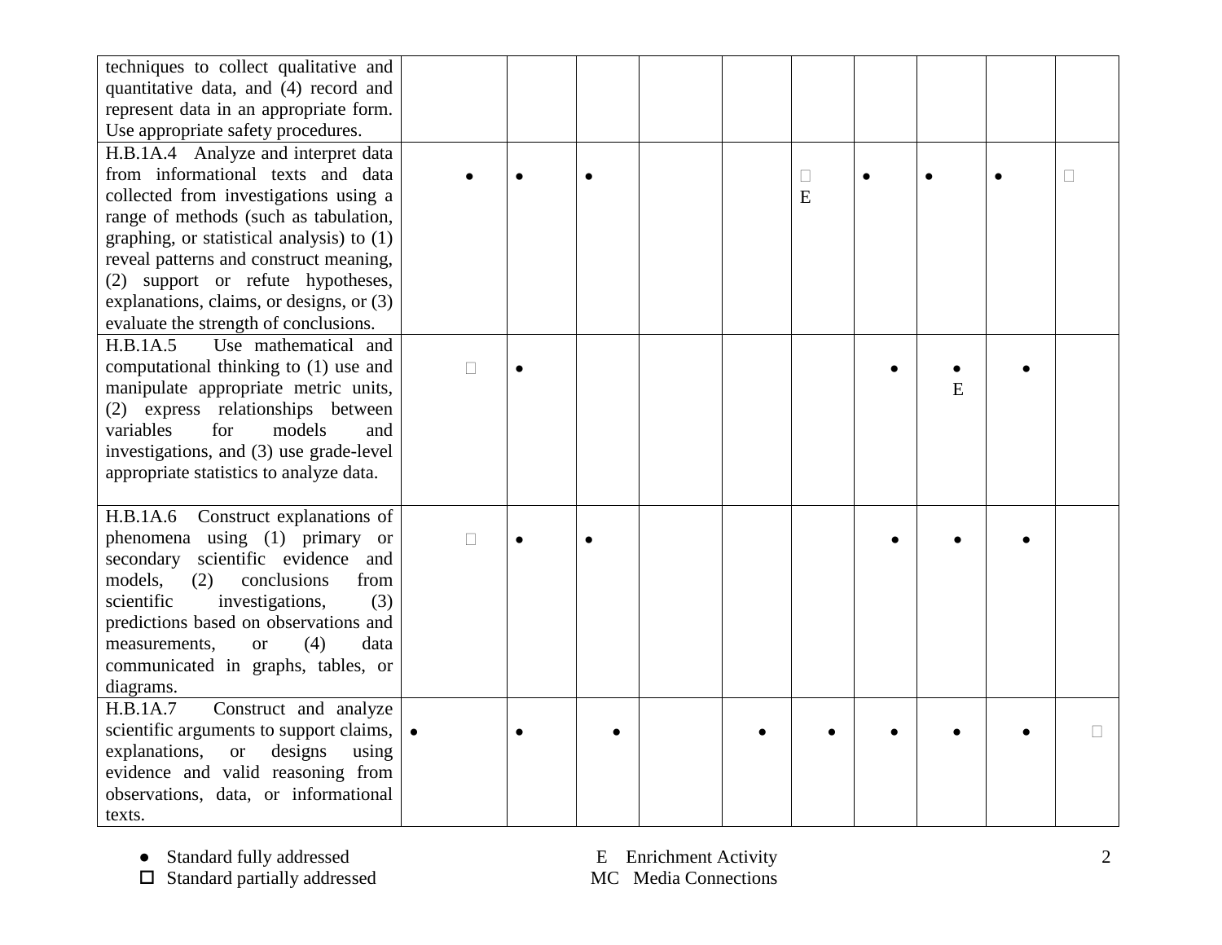| | | | | | | | | | | |
|---|---|---|---|---|---|---|---|---|---|---|
| techniques to collect qualitative and quantitative data, and (4) record and represent data in an appropriate form. Use appropriate safety procedures. | | | | | | | | | | |
| H.B.1A.4 Analyze and interpret data from informational texts and data collected from investigations using a range of methods (such as tabulation, graphing, or statistical analysis) to (1) reveal patterns and construct meaning, (2) support or refute hypotheses, explanations, claims, or designs, or (3) evaluate the strength of conclusions. | ● | ● | ● | | | □ E | ● | ● | ● | □ |
| H.B.1A.5 Use mathematical and computational thinking to (1) use and manipulate appropriate metric units, (2) express relationships between variables for models and investigations, and (3) use grade-level appropriate statistics to analyze data. | □ | ● | | | | | ● | ● E | ● | |
| H.B.1A.6 Construct explanations of phenomena using (1) primary or secondary scientific evidence and models, (2) conclusions from scientific investigations, (3) predictions based on observations and measurements, or (4) data communicated in graphs, tables, or diagrams. | □ | ● | ● | | | | ● | ● | ● | |
| H.B.1A.7 Construct and analyze scientific arguments to support claims, explanations, or designs using evidence and valid reasoning from observations, data, or informational texts. | ● | ● | ● | | ● | ● | ● | ● | ● | □ |

● Standard fully addressed
□ Standard partially addressed

E Enrichment Activity
MC Media Connections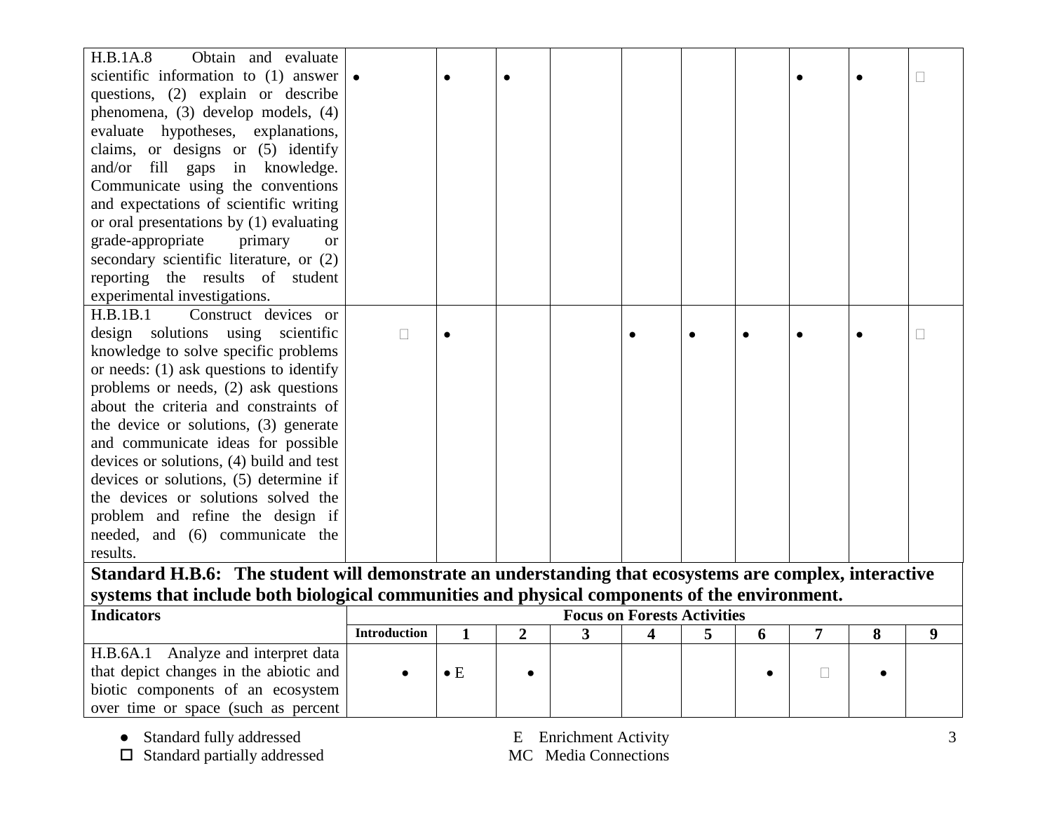| Indicators | Introduction | 1 | 2 | 3 | 4 | 5 | 6 | 7 | 8 | 9 |
|---|---|---|---|---|---|---|---|---|---|---|
| H.B.1A.8 Obtain and evaluate scientific information to (1) answer questions, (2) explain or describe phenomena, (3) develop models, (4) evaluate hypotheses, explanations, claims, or designs or (5) identify and/or fill gaps in knowledge. Communicate using the conventions and expectations of scientific writing or oral presentations by (1) evaluating grade-appropriate primary or secondary scientific literature, or (2) reporting the results of student experimental investigations. | • | • | • | | | | | • | • | □ |
| H.B.1B.1 Construct devices or design solutions using scientific knowledge to solve specific problems or needs: (1) ask questions to identify problems or needs, (2) ask questions about the criteria and constraints of the device or solutions, (3) generate and communicate ideas for possible devices or solutions, (4) build and test devices or solutions, (5) determine if the devices or solutions solved the problem and refine the design if needed, and (6) communicate the results. | □ | • | | | • | • | • | • | • | □ |

**Standard H.B.6: The student will demonstrate an understanding that ecosystems are complex, interactive systems that include both biological communities and physical components of the environment.**

| Indicators | Focus on Forests Activities | | | | | | | | | |
|---|---|---|---|---|---|---|---|---|---|---|
| | Introduction | 1 | 2 | 3 | 4 | 5 | 6 | 7 | 8 | 9 |
| H.B.6A.1 Analyze and interpret data that depict changes in the abiotic and biotic components of an ecosystem over time or space (such as percent | • | • E | • | | | | • | □ | • | |

- ● Standard fully addressed
- □ Standard partially addressed

E Enrichment Activity
MC Media Connections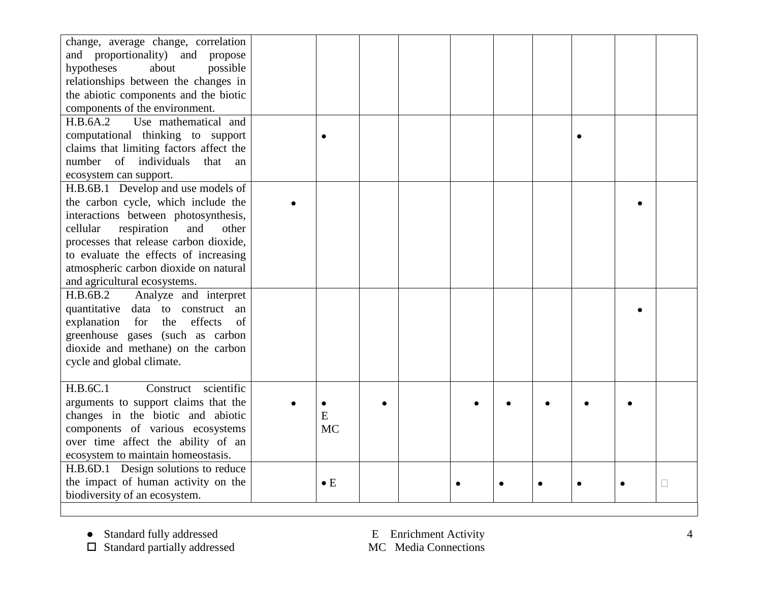| | | | | | | | | | | |
|---|---|---|---|---|---|---|---|---|---|---|
| change, average change, correlation and proportionality) and propose hypotheses about possible relationships between the changes in the abiotic components and the biotic components of the environment. | | | | | | | | | | |
| H.B.6A.2 Use mathematical and computational thinking to support claims that limiting factors affect the number of individuals that an ecosystem can support. | | • | | | | | | • | | |
| H.B.6B.1 Develop and use models of the carbon cycle, which include the interactions between photosynthesis, cellular respiration and other processes that release carbon dioxide, to evaluate the effects of increasing atmospheric carbon dioxide on natural and agricultural ecosystems. | • | | | | | | | | • | |
| H.B.6B.2 Analyze and interpret quantitative data to construct an explanation for the effects of greenhouse gases (such as carbon dioxide and methane) on the carbon cycle and global climate. | | | | | | | | | • | |
| H.B.6C.1 Construct scientific arguments to support claims that the changes in the biotic and abiotic components of various ecosystems over time affect the ability of an ecosystem to maintain homeostasis. | • | • E MC | • | | • | • | • | • | • | |
| H.B.6D.1 Design solutions to reduce the impact of human activity on the biodiversity of an ecosystem. | | • E | | | • | • | • | • | • | □ |

● Standard fully addressed
□ Standard partially addressed

E Enrichment Activity
MC Media Connections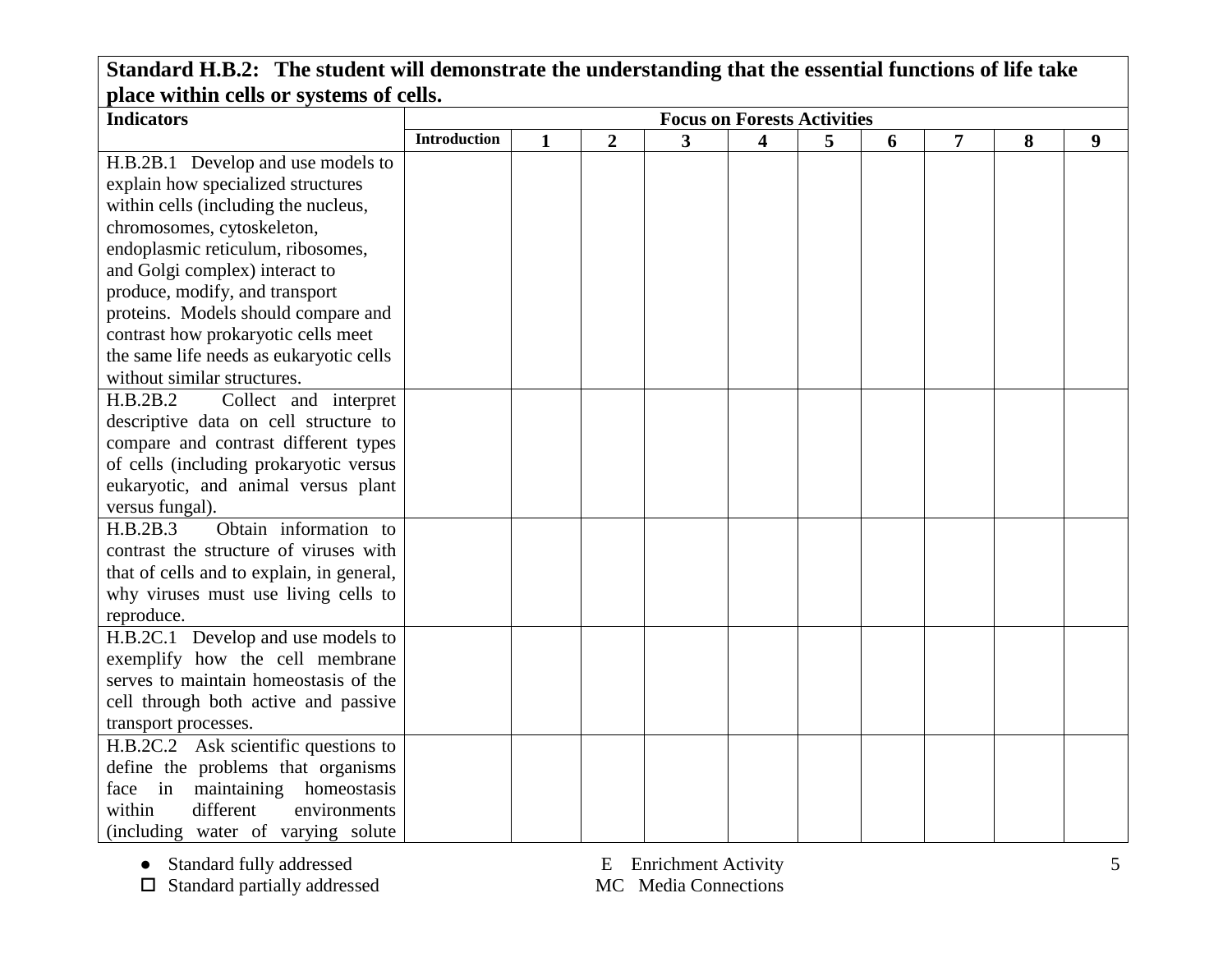**Standard H.B.2: The student will demonstrate the understanding that the essential functions of life take place within cells or systems of cells.**

| Indicators | Focus on Forests Activities | | | | | | | | | |
|---|---|---|---|---|---|---|---|---|---|---|
| | Introduction | 1 | 2 | 3 | 4 | 5 | 6 | 7 | 8 | 9 |
| H.B.2B.1 Develop and use models to explain how specialized structures within cells (including the nucleus, chromosomes, cytoskeleton, endoplasmic reticulum, ribosomes, and Golgi complex) interact to produce, modify, and transport proteins. Models should compare and contrast how prokaryotic cells meet the same life needs as eukaryotic cells without similar structures. | | | | | | | | | | |
| H.B.2B.2 Collect and interpret descriptive data on cell structure to compare and contrast different types of cells (including prokaryotic versus eukaryotic, and animal versus plant versus fungal). | | | | | | | | | | |
| H.B.2B.3 Obtain information to contrast the structure of viruses with that of cells and to explain, in general, why viruses must use living cells to reproduce. | | | | | | | | | | |
| H.B.2C.1 Develop and use models to exemplify how the cell membrane serves to maintain homeostasis of the cell through both active and passive transport processes. | | | | | | | | | | |
| H.B.2C.2 Ask scientific questions to define the problems that organisms face in maintaining homeostasis within different environments (including water of varying solute | | | | | | | | | | |

● Standard fully addressed
□ Standard partially addressed

E Enrichment Activity
MC Media Connections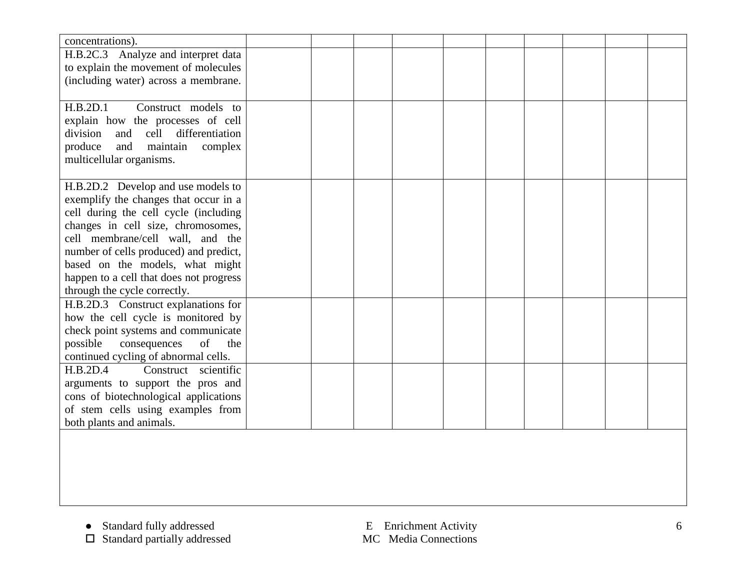| | | | | | | | | | | |
|---|---|---|---|---|---|---|---|---|---|---|
| concentrations). | | | | | | | | | | |
| H.B.2C.3 Analyze and interpret data to explain the movement of molecules (including water) across a membrane. | | | | | | | | | | |
| H.B.2D.1 Construct models to explain how the processes of cell division and cell differentiation produce and maintain complex multicellular organisms. | | | | | | | | | | |
| H.B.2D.2 Develop and use models to exemplify the changes that occur in a cell during the cell cycle (including changes in cell size, chromosomes, cell membrane/cell wall, and the number of cells produced) and predict, based on the models, what might happen to a cell that does not progress through the cycle correctly. | | | | | | | | | | |
| H.B.2D.3 Construct explanations for how the cell cycle is monitored by check point systems and communicate possible consequences of the continued cycling of abnormal cells. | | | | | | | | | | |
| H.B.2D.4 Construct scientific arguments to support the pros and cons of biotechnological applications of stem cells using examples from both plants and animals. | | | | | | | | | | |

- ● Standard fully addressed
- ☐ Standard partially addressed

E Enrichment Activity
MC Media Connections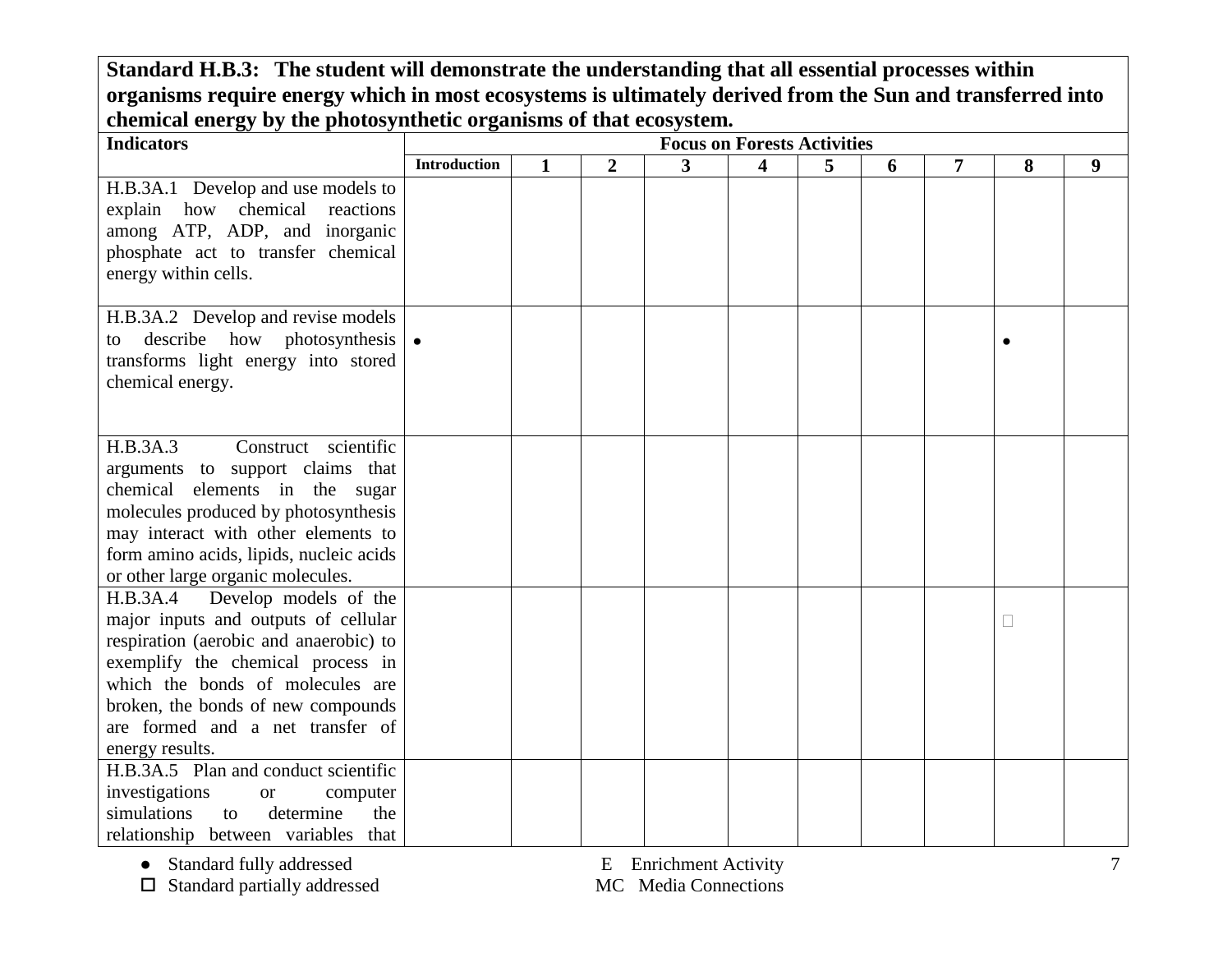**Standard H.B.3: The student will demonstrate the understanding that all essential processes within organisms require energy which in most ecosystems is ultimately derived from the Sun and transferred into chemical energy by the photosynthetic organisms of that ecosystem.**

| Indicators | Focus on Forests Activities | | | | | | | | | |
|---|---|---|---|---|---|---|---|---|---|---|
| | Introduction | 1 | 2 | 3 | 4 | 5 | 6 | 7 | 8 | 9 |
| H.B.3A.1 Develop and use models to explain how chemical reactions among ATP, ADP, and inorganic phosphate act to transfer chemical energy within cells. | | | | | | | | | | |
| H.B.3A.2 Develop and revise models to describe how photosynthesis transforms light energy into stored chemical energy. | ● | | | | | | | | ● | |
| H.B.3A.3 Construct scientific arguments to support claims that chemical elements in the sugar molecules produced by photosynthesis may interact with other elements to form amino acids, lipids, nucleic acids or other large organic molecules. | | | | | | | | | | |
| H.B.3A.4 Develop models of the major inputs and outputs of cellular respiration (aerobic and anaerobic) to exemplify the chemical process in which the bonds of molecules are broken, the bonds of new compounds are formed and a net transfer of energy results. | | | | | | | | | □ | |
| H.B.3A.5 Plan and conduct scientific investigations or computer simulations to determine the relationship between variables that | | | | | | | | | | |

- ● Standard fully addressed
- □ Standard partially addressed

E Enrichment Activity
MC Media Connections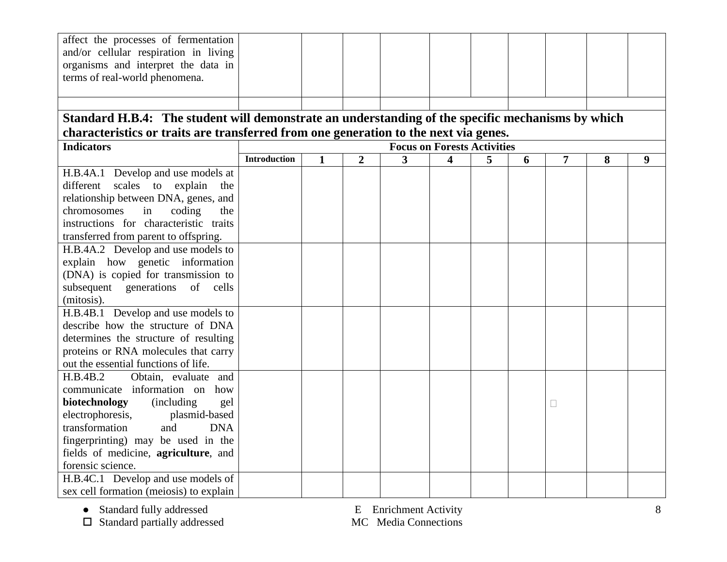| | | | | | | | | | | |
|---|---|---|---|---|---|---|---|---|---|---|
| affect the processes of fermentation and/or cellular respiration in living organisms and interpret the data in terms of real-world phenomena. | | | | | | | | | | |
| | | | | | | | | | | |

**Standard H.B.4: The student will demonstrate an understanding of the specific mechanisms by which characteristics or traits are transferred from one generation to the next via genes.**

| Indicators | Focus on Forests Activities | | | | | | | | | |
|---|---|---|---|---|---|---|---|---|---|---|
| | Introduction | 1 | 2 | 3 | 4 | 5 | 6 | 7 | 8 | 9 |
| H.B.4A.1 Develop and use models at different scales to explain the relationship between DNA, genes, and chromosomes in coding the instructions for characteristic traits transferred from parent to offspring. | | | | | | | | | | |
| H.B.4A.2 Develop and use models to explain how genetic information (DNA) is copied for transmission to subsequent generations of cells (mitosis). | | | | | | | | | | |
| H.B.4B.1 Develop and use models to describe how the structure of DNA determines the structure of resulting proteins or RNA molecules that carry out the essential functions of life. | | | | | | | | | | |
| H.B.4B.2 Obtain, evaluate and communicate information on how **biotechnology** (including gel electrophoresis, plasmid-based transformation and DNA fingerprinting) may be used in the fields of medicine, **agriculture**, and forensic science. | | | | | | | | □ | | |
| H.B.4C.1 Develop and use models of sex cell formation (meiosis) to explain | | | | | | | | | | |

- ● Standard fully addressed
- □ Standard partially addressed

E Enrichment Activity
MC Media Connections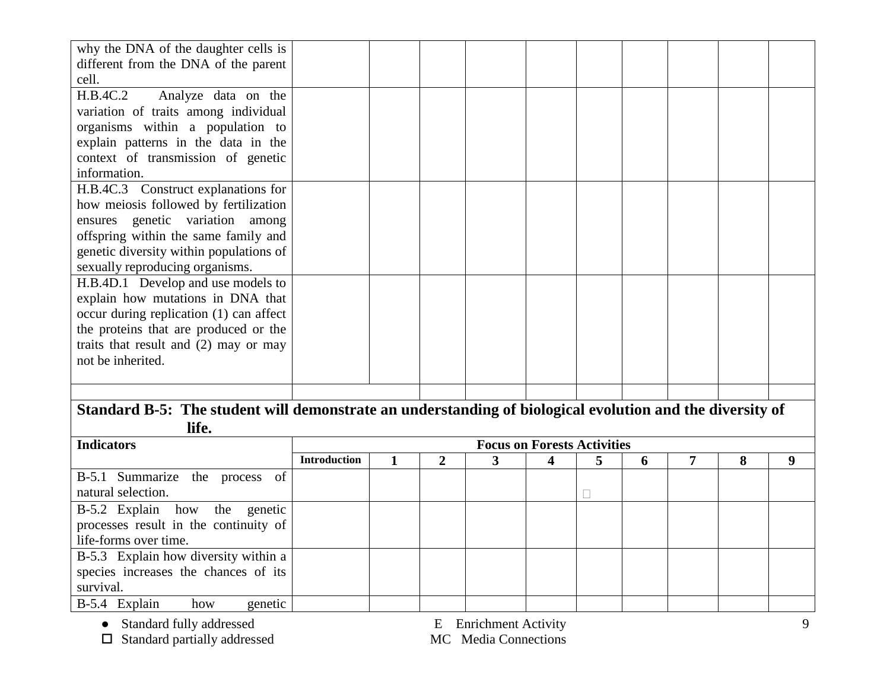| | | | | | | | | | | |
|---|---|---|---|---|---|---|---|---|---|---|
| why the DNA of the daughter cells is different from the DNA of the parent cell. | | | | | | | | | | |
| H.B.4C.2 Analyze data on the variation of traits among individual organisms within a population to explain patterns in the data in the context of transmission of genetic information. | | | | | | | | | | |
| H.B.4C.3 Construct explanations for how meiosis followed by fertilization ensures genetic variation among offspring within the same family and genetic diversity within populations of sexually reproducing organisms. | | | | | | | | | | |
| H.B.4D.1 Develop and use models to explain how mutations in DNA that occur during replication (1) can affect the proteins that are produced or the traits that result and (2) may or may not be inherited. | | | | | | | | | | |
| | | | | | | | | | | |

**Standard B-5: The student will demonstrate an understanding of biological evolution and the diversity of life.**

| Indicators | Focus on Forests Activities | | | | | | | | | |
|---|---|---|---|---|---|---|---|---|---|---|
| | **Introduction** | **1** | **2** | **3** | **4** | **5** | **6** | **7** | **8** | **9** |
| B-5.1 Summarize the process of natural selection. | | | | | | □ | | | | |
| B-5.2 Explain how the genetic processes result in the continuity of life-forms over time. | | | | | | | | | | |
| B-5.3 Explain how diversity within a species increases the chances of its survival. | | | | | | | | | | |
| B-5.4 Explain how genetic | | | | | | | | | | |

● Standard fully addressed
□ Standard partially addressed

E Enrichment Activity
MC Media Connections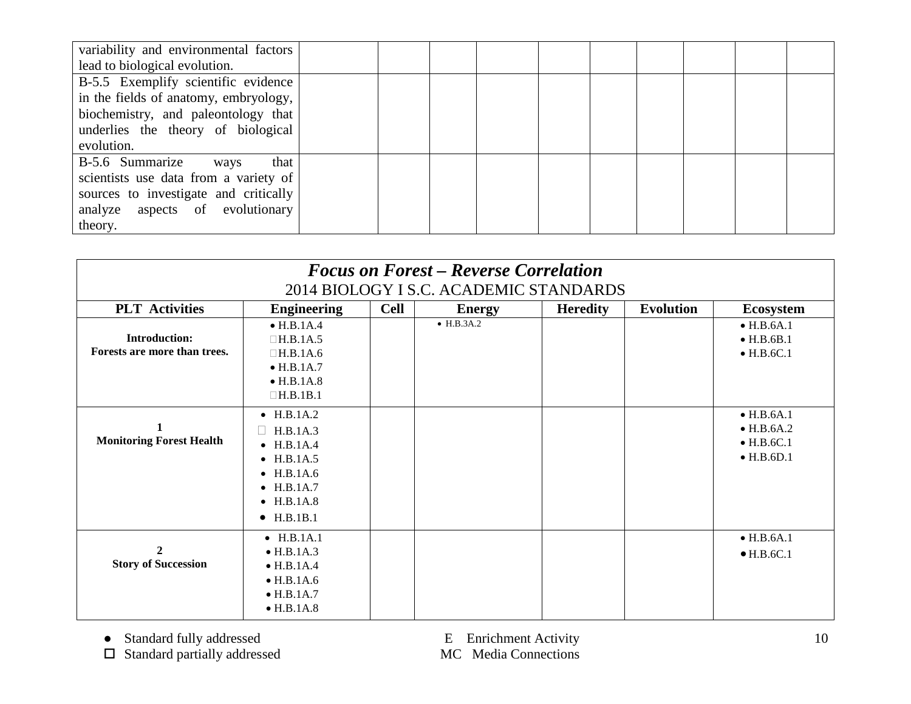| | | | | | | | | | | |
|---|---|---|---|---|---|---|---|---|---|---|
| variability and environmental factors lead to biological evolution. | | | | | | | | | | |
| B-5.5 Exemplify scientific evidence in the fields of anatomy, embryology, biochemistry, and paleontology that underlies the theory of biological evolution. | | | | | | | | | | |
| B-5.6 Summarize ways that scientists use data from a variety of sources to investigate and critically analyze aspects of evolutionary theory. | | | | | | | | | | |

## *Focus on Forest – Reverse Correlation*

2014 BIOLOGY I S.C. ACADEMIC STANDARDS

| PLT Activities | Engineering | Cell | Energy | Heredity | Evolution | Ecosystem |
|---|---|---|---|---|---|---|
| **Introduction: Forests are more than trees.** | • H.B.1A.4<br>□ H.B.1A.5<br>□ H.B.1A.6<br>• H.B.1A.7<br>• H.B.1A.8<br>□ H.B.1B.1 | | • H.B.3A.2 | | | • H.B.6A.1<br>• H.B.6B.1<br>• H.B.6C.1 |
| **1 Monitoring Forest Health** | • H.B.1A.2<br>□ H.B.1A.3<br>• H.B.1A.4<br>• H.B.1A.5<br>• H.B.1A.6<br>• H.B.1A.7<br>• H.B.1A.8<br>• H.B.1B.1 | | | | | • H.B.6A.1<br>• H.B.6A.2<br>• H.B.6C.1<br>• H.B.6D.1 |
| **2 Story of Succession** | • H.B.1A.1<br>• H.B.1A.3<br>• H.B.1A.4<br>• H.B.1A.6<br>• H.B.1A.7<br>• H.B.1A.8 | | | | | • H.B.6A.1<br>• H.B.6C.1 |

- ● Standard fully addressed
- □ Standard partially addressed

E Enrichment Activity
MC Media Connections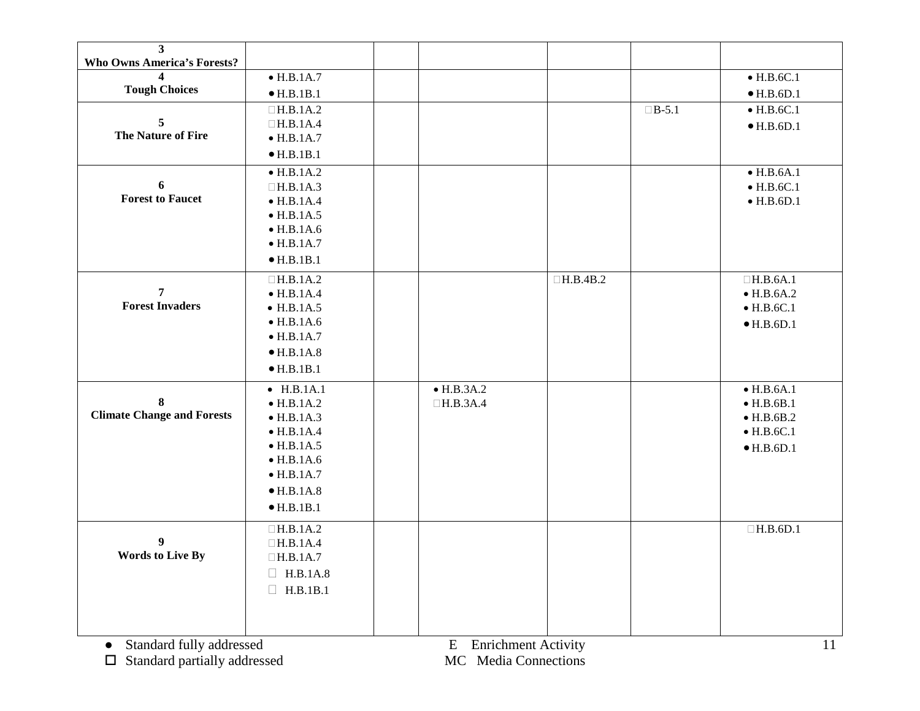| | | | | | | |
|---|---|---|---|---|---|---|
| **3**<br>**Who Owns America's Forests?** | | | | | | |
| **4**<br>**Tough Choices** | • H.B.1A.7<br>• H.B.1B.1 | | | | | • H.B.6C.1<br>• H.B.6D.1 |
| **5**<br>**The Nature of Fire** | □ H.B.1A.2<br>□ H.B.1A.4<br>• H.B.1A.7<br>• H.B.1B.1 | | | | □ B-5.1 | • H.B.6C.1<br>• H.B.6D.1 |
| **6**<br>**Forest to Faucet** | • H.B.1A.2<br>□ H.B.1A.3<br>• H.B.1A.4<br>• H.B.1A.5<br>• H.B.1A.6<br>• H.B.1A.7<br>• H.B.1B.1 | | | | | • H.B.6A.1<br>• H.B.6C.1<br>• H.B.6D.1 |
| **7**<br>**Forest Invaders** | □ H.B.1A.2<br>• H.B.1A.4<br>• H.B.1A.5<br>• H.B.1A.6<br>• H.B.1A.7<br>• H.B.1A.8<br>• H.B.1B.1 | | | □ H.B.4B.2 | | □ H.B.6A.1<br>• H.B.6A.2<br>• H.B.6C.1<br>• H.B.6D.1 |
| **8**<br>**Climate Change and Forests** | • H.B.1A.1<br>• H.B.1A.2<br>• H.B.1A.3<br>• H.B.1A.4<br>• H.B.1A.5<br>• H.B.1A.6<br>• H.B.1A.7<br>• H.B.1A.8<br>• H.B.1B.1 | | • H.B.3A.2<br>□ H.B.3A.4 | | | • H.B.6A.1<br>• H.B.6B.1<br>• H.B.6B.2<br>• H.B.6C.1<br>• H.B.6D.1 |
| **9**<br>**Words to Live By** | □ H.B.1A.2<br>□ H.B.1A.4<br>□ H.B.1A.7<br>□ H.B.1A.8<br>□ H.B.1B.1 | | | | | □ H.B.6D.1 |

● Standard fully addressed
□ Standard partially addressed

E Enrichment Activity
MC Media Connections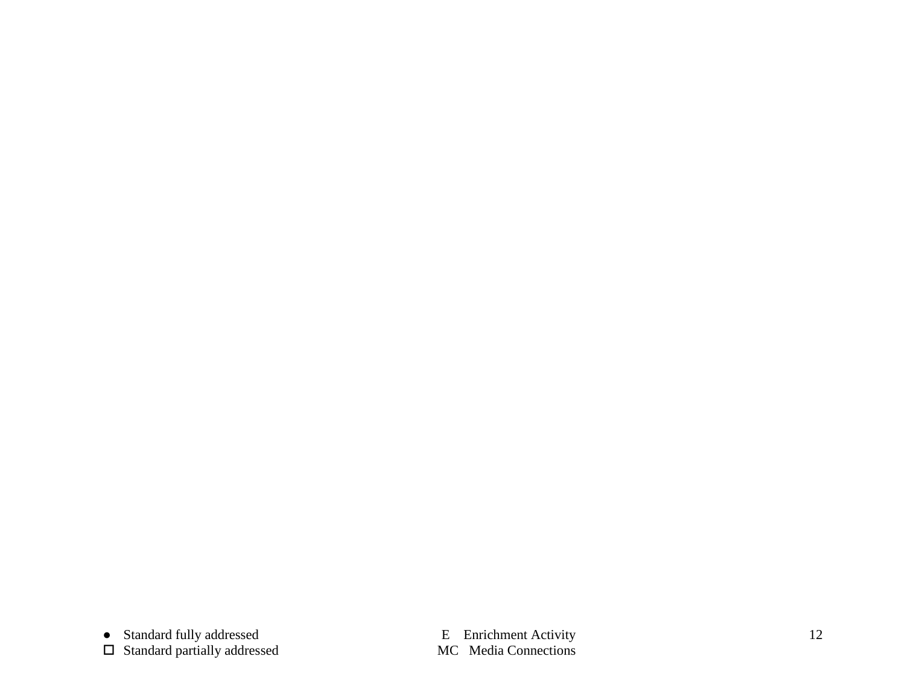● Standard fully addressed
☐ Standard partially addressed

E Enrichment Activity
MC Media Connections